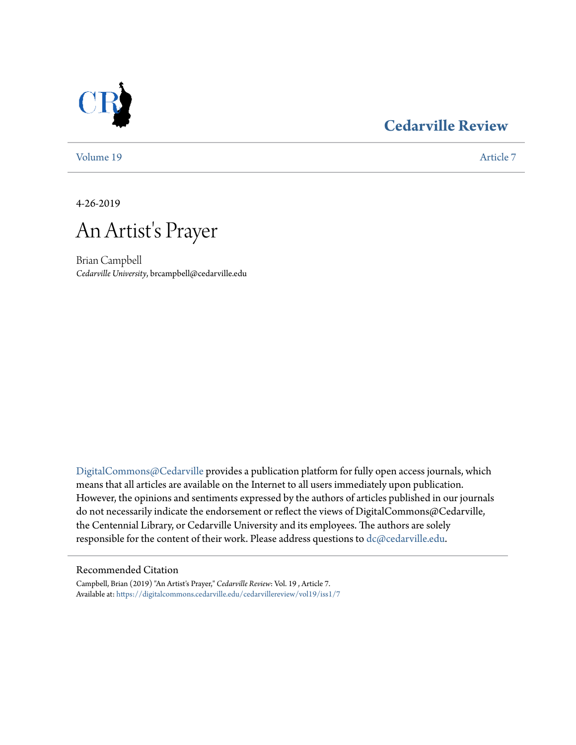Cedarville Review

Volume 19 | Article 7

4-26-2019

# An Artist's Prayer

Brian Campbell
*Cedarville University*, brcampbell@cedarville.edu

DigitalCommons@Cedarville provides a publication platform for fully open access journals, which means that all articles are available on the Internet to all users immediately upon publication. However, the opinions and sentiments expressed by the authors of articles published in our journals do not necessarily indicate the endorsement or reflect the views of DigitalCommons@Cedarville, the Centennial Library, or Cedarville University and its employees. The authors are solely responsible for the content of their work. Please address questions to dc@cedarville.edu.

## Recommended Citation

Campbell, Brian (2019) "An Artist's Prayer," *Cedarville Review*: Vol. 19 , Article 7.
Available at: https://digitalcommons.cedarville.edu/cedarvillereview/vol19/iss1/7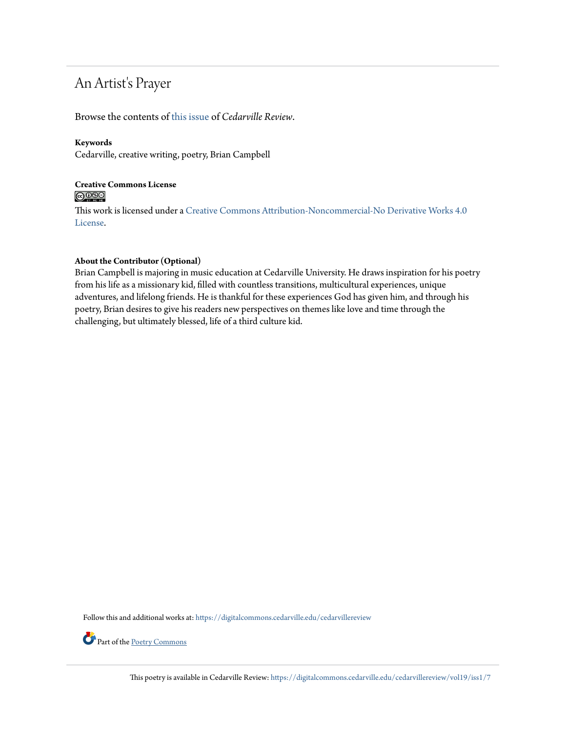# An Artist's Prayer

Browse the contents of this issue of *Cedarville Review*.

**Keywords**
Cedarville, creative writing, poetry, Brian Campbell

**Creative Commons License**

This work is licensed under a Creative Commons Attribution-Noncommercial-No Derivative Works 4.0 License.

**About the Contributor (Optional)**
Brian Campbell is majoring in music education at Cedarville University. He draws inspiration for his poetry from his life as a missionary kid, filled with countless transitions, multicultural experiences, unique adventures, and lifelong friends. He is thankful for these experiences God has given him, and through his poetry, Brian desires to give his readers new perspectives on themes like love and time through the challenging, but ultimately blessed, life of a third culture kid.

Follow this and additional works at: https://digitalcommons.cedarville.edu/cedarvillereview

Part of the Poetry Commons

This poetry is available in Cedarville Review: https://digitalcommons.cedarville.edu/cedarvillereview/vol19/iss1/7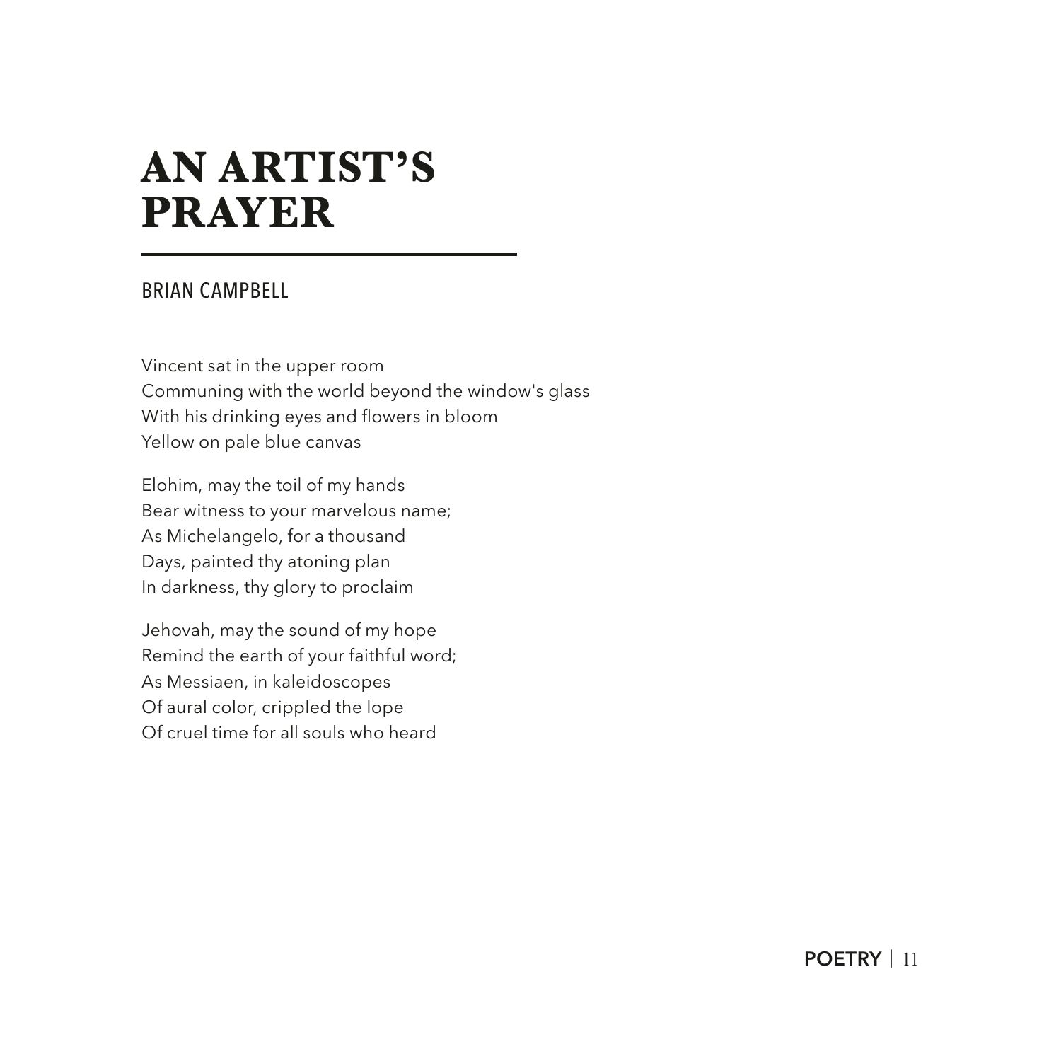# AN ARTIST'S PRAYER

BRIAN CAMPBELL

Vincent sat in the upper room
Communing with the world beyond the window's glass
With his drinking eyes and flowers in bloom
Yellow on pale blue canvas

Elohim, may the toil of my hands
Bear witness to your marvelous name;
As Michelangelo, for a thousand
Days, painted thy atoning plan
In darkness, thy glory to proclaim

Jehovah, may the sound of my hope
Remind the earth of your faithful word;
As Messiaen, in kaleidoscopes
Of aural color, crippled the lope
Of cruel time for all souls who heard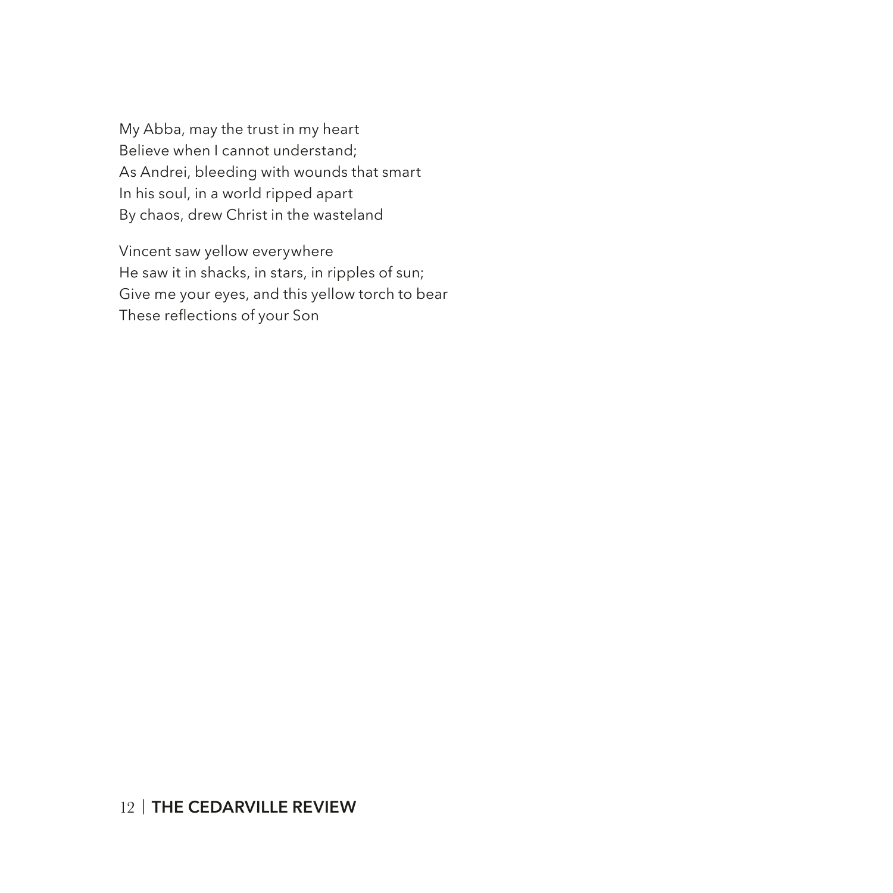My Abba, may the trust in my heart
Believe when I cannot understand;
As Andrei, bleeding with wounds that smart
In his soul, in a world ripped apart
By chaos, drew Christ in the wasteland

Vincent saw yellow everywhere
He saw it in shacks, in stars, in ripples of sun;
Give me your eyes, and this yellow torch to bear
These reflections of your Son